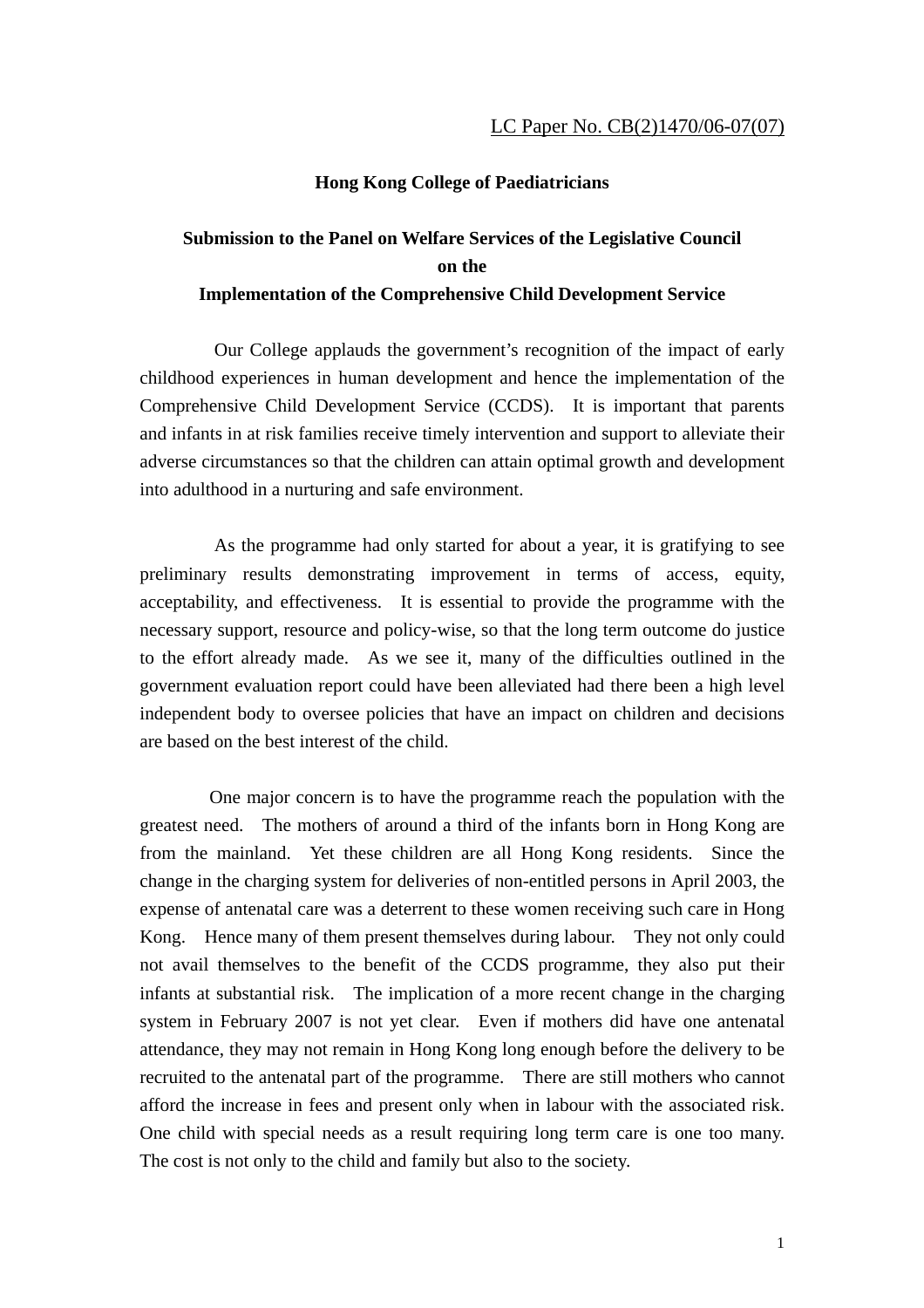LC Paper No. CB(2)1470/06-07(07)

**Hong Kong College of Paediatricians**

**Submission to the Panel on Welfare Services of the Legislative Council on the Implementation of the Comprehensive Child Development Service**

Our College applauds the government's recognition of the impact of early childhood experiences in human development and hence the implementation of the Comprehensive Child Development Service (CCDS). It is important that parents and infants in at risk families receive timely intervention and support to alleviate their adverse circumstances so that the children can attain optimal growth and development into adulthood in a nurturing and safe environment.

As the programme had only started for about a year, it is gratifying to see preliminary results demonstrating improvement in terms of access, equity, acceptability, and effectiveness. It is essential to provide the programme with the necessary support, resource and policy-wise, so that the long term outcome do justice to the effort already made. As we see it, many of the difficulties outlined in the government evaluation report could have been alleviated had there been a high level independent body to oversee policies that have an impact on children and decisions are based on the best interest of the child.

One major concern is to have the programme reach the population with the greatest need. The mothers of around a third of the infants born in Hong Kong are from the mainland. Yet these children are all Hong Kong residents. Since the change in the charging system for deliveries of non-entitled persons in April 2003, the expense of antenatal care was a deterrent to these women receiving such care in Hong Kong. Hence many of them present themselves during labour. They not only could not avail themselves to the benefit of the CCDS programme, they also put their infants at substantial risk. The implication of a more recent change in the charging system in February 2007 is not yet clear. Even if mothers did have one antenatal attendance, they may not remain in Hong Kong long enough before the delivery to be recruited to the antenatal part of the programme. There are still mothers who cannot afford the increase in fees and present only when in labour with the associated risk. One child with special needs as a result requiring long term care is one too many. The cost is not only to the child and family but also to the society.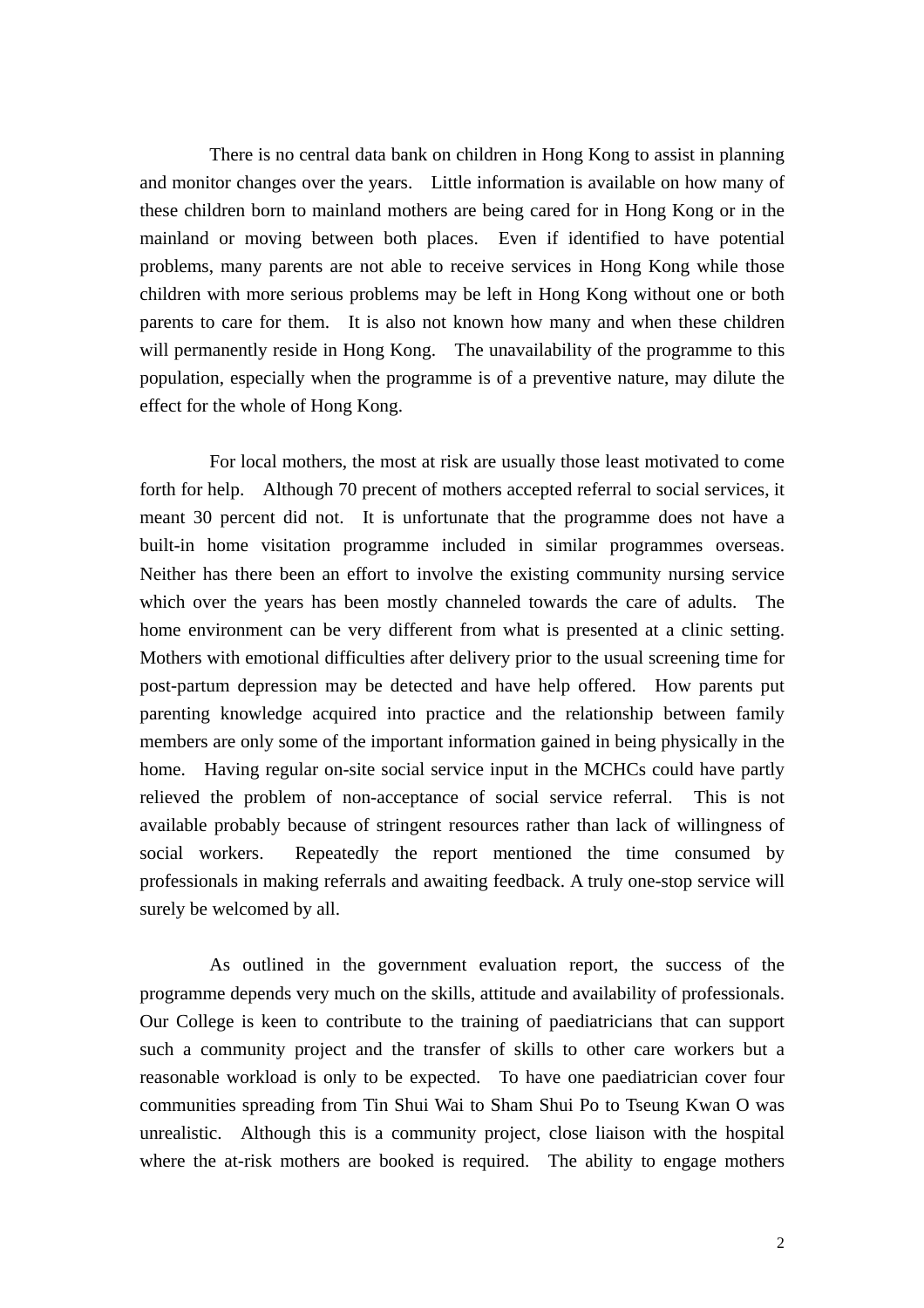There is no central data bank on children in Hong Kong to assist in planning and monitor changes over the years. Little information is available on how many of these children born to mainland mothers are being cared for in Hong Kong or in the mainland or moving between both places. Even if identified to have potential problems, many parents are not able to receive services in Hong Kong while those children with more serious problems may be left in Hong Kong without one or both parents to care for them. It is also not known how many and when these children will permanently reside in Hong Kong. The unavailability of the programme to this population, especially when the programme is of a preventive nature, may dilute the effect for the whole of Hong Kong.

For local mothers, the most at risk are usually those least motivated to come forth for help. Although 70 precent of mothers accepted referral to social services, it meant 30 percent did not. It is unfortunate that the programme does not have a built-in home visitation programme included in similar programmes overseas. Neither has there been an effort to involve the existing community nursing service which over the years has been mostly channeled towards the care of adults. The home environment can be very different from what is presented at a clinic setting. Mothers with emotional difficulties after delivery prior to the usual screening time for post-partum depression may be detected and have help offered. How parents put parenting knowledge acquired into practice and the relationship between family members are only some of the important information gained in being physically in the home. Having regular on-site social service input in the MCHCs could have partly relieved the problem of non-acceptance of social service referral. This is not available probably because of stringent resources rather than lack of willingness of social workers. Repeatedly the report mentioned the time consumed by professionals in making referrals and awaiting feedback. A truly one-stop service will surely be welcomed by all.

As outlined in the government evaluation report, the success of the programme depends very much on the skills, attitude and availability of professionals. Our College is keen to contribute to the training of paediatricians that can support such a community project and the transfer of skills to other care workers but a reasonable workload is only to be expected. To have one paediatrician cover four communities spreading from Tin Shui Wai to Sham Shui Po to Tseung Kwan O was unrealistic. Although this is a community project, close liaison with the hospital where the at-risk mothers are booked is required. The ability to engage mothers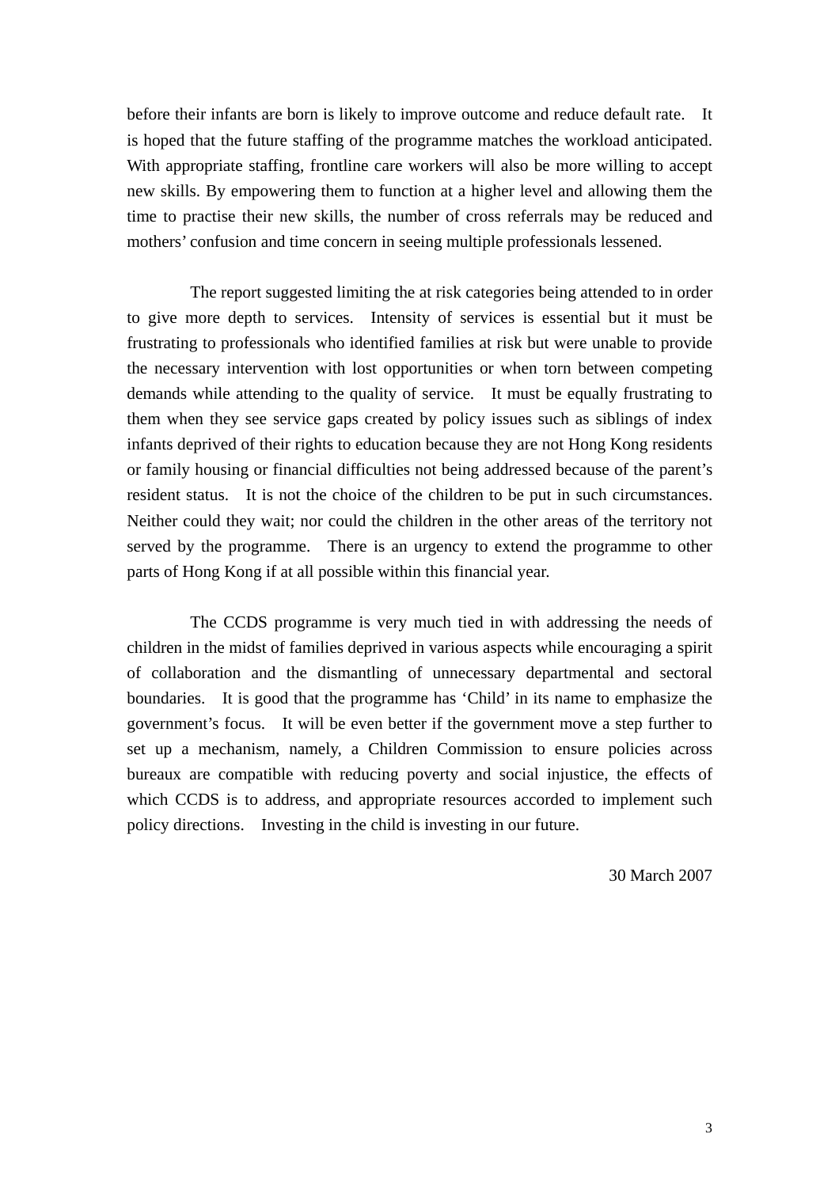before their infants are born is likely to improve outcome and reduce default rate. It is hoped that the future staffing of the programme matches the workload anticipated. With appropriate staffing, frontline care workers will also be more willing to accept new skills. By empowering them to function at a higher level and allowing them the time to practise their new skills, the number of cross referrals may be reduced and mothers' confusion and time concern in seeing multiple professionals lessened.

The report suggested limiting the at risk categories being attended to in order to give more depth to services. Intensity of services is essential but it must be frustrating to professionals who identified families at risk but were unable to provide the necessary intervention with lost opportunities or when torn between competing demands while attending to the quality of service. It must be equally frustrating to them when they see service gaps created by policy issues such as siblings of index infants deprived of their rights to education because they are not Hong Kong residents or family housing or financial difficulties not being addressed because of the parent's resident status. It is not the choice of the children to be put in such circumstances. Neither could they wait; nor could the children in the other areas of the territory not served by the programme. There is an urgency to extend the programme to other parts of Hong Kong if at all possible within this financial year.

The CCDS programme is very much tied in with addressing the needs of children in the midst of families deprived in various aspects while encouraging a spirit of collaboration and the dismantling of unnecessary departmental and sectoral boundaries. It is good that the programme has 'Child' in its name to emphasize the government's focus. It will be even better if the government move a step further to set up a mechanism, namely, a Children Commission to ensure policies across bureaux are compatible with reducing poverty and social injustice, the effects of which CCDS is to address, and appropriate resources accorded to implement such policy directions. Investing in the child is investing in our future.

30 March 2007